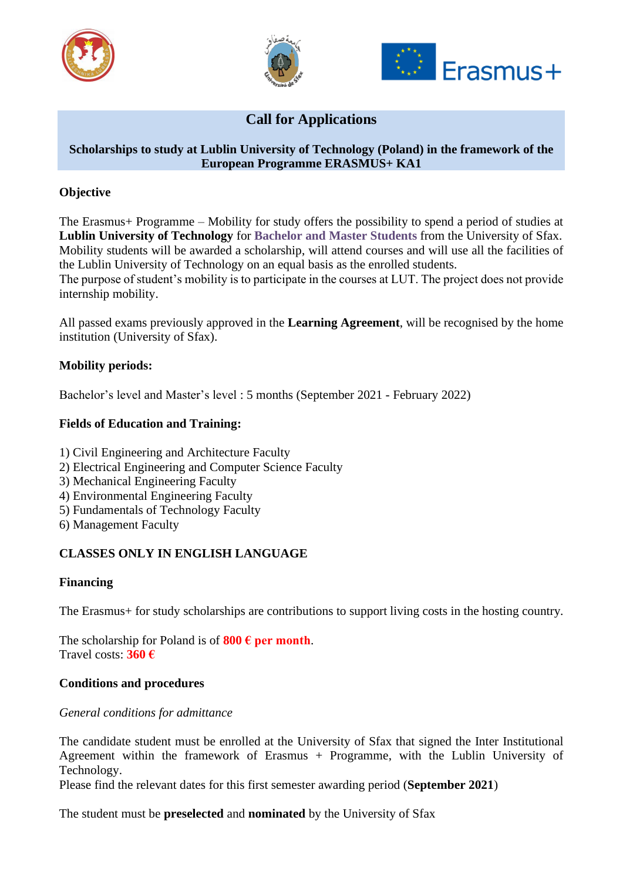# Call for Applications

**Scholarships to study at Lublin University of Technology (Poland) in the framework of the European Programme ERASMUS+ KA1**

## Objective

The Erasmus+ Programme – Mobility for study offers the possibility to spend a period of studies at **Lublin University of Technology** for **Bachelor and Master Students** from the University of Sfax. Mobility students will be awarded a scholarship, will attend courses and will use all the facilities of the Lublin University of Technology on an equal basis as the enrolled students.
The purpose of student's mobility is to participate in the courses at LUT. The project does not provide internship mobility.

All passed exams previously approved in the **Learning Agreement**, will be recognised by the home institution (University of Sfax).

## Mobility periods:

Bachelor's level and Master's level : 5 months (September 2021 - February 2022)

## Fields of Education and Training:

1) Civil Engineering and Architecture Faculty
2) Electrical Engineering and Computer Science Faculty
3) Mechanical Engineering Faculty
4) Environmental Engineering Faculty
5) Fundamentals of Technology Faculty
6) Management Faculty

**CLASSES ONLY IN ENGLISH LANGUAGE**

## Financing

The Erasmus+ for study scholarships are contributions to support living costs in the hosting country.

The scholarship for Poland is of **800 € per month**.
Travel costs: **360 €**

## Conditions and procedures

*General conditions for admittance*

The candidate student must be enrolled at the University of Sfax that signed the Inter Institutional Agreement within the framework of Erasmus + Programme, with the Lublin University of Technology.
Please find the relevant dates for this first semester awarding period (**September 2021**)

The student must be **preselected** and **nominated** by the University of Sfax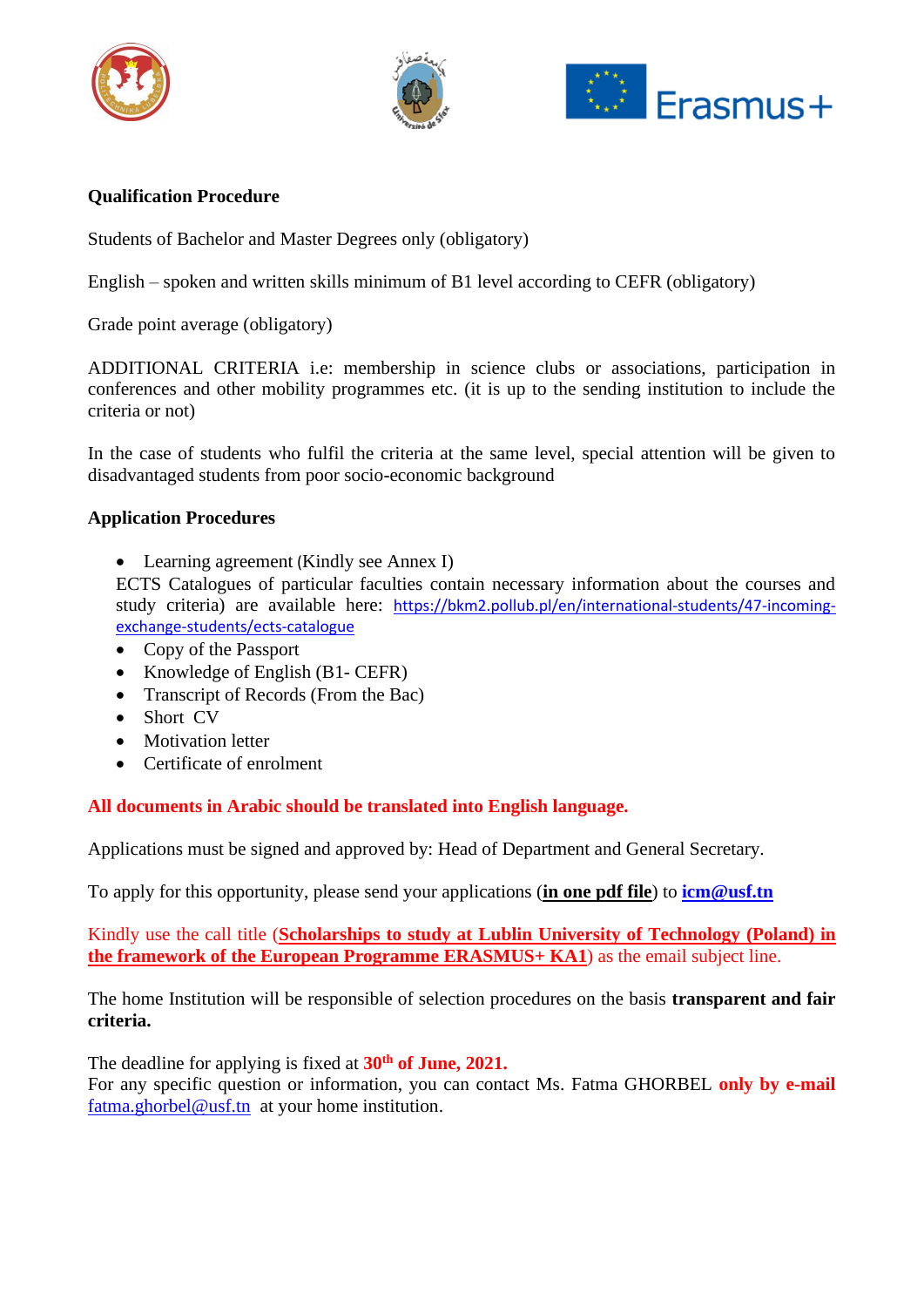**Qualification Procedure**

Students of Bachelor and Master Degrees only (obligatory)

English – spoken and written skills minimum of B1 level according to CEFR (obligatory)

Grade point average (obligatory)

ADDITIONAL CRITERIA i.e: membership in science clubs or associations, participation in conferences and other mobility programmes etc. (it is up to the sending institution to include the criteria or not)

In the case of students who fulfil the criteria at the same level, special attention will be given to disadvantaged students from poor socio-economic background

**Application Procedures**

- Learning agreement (Kindly see Annex I)
  ECTS Catalogues of particular faculties contain necessary information about the courses and study criteria) are available here: https://bkm2.pollub.pl/en/international-students/47-incoming-exchange-students/ects-catalogue
- Copy of the Passport
- Knowledge of English (B1- CEFR)
- Transcript of Records (From the Bac)
- Short CV
- Motivation letter
- Certificate of enrolment

**All documents in Arabic should be translated into English language.**

Applications must be signed and approved by: Head of Department and General Secretary.

To apply for this opportunity, please send your applications (**in one pdf file**) to **icm@usf.tn**

Kindly use the call title (**Scholarships to study at Lublin University of Technology (Poland) in the framework of the European Programme ERASMUS+ KA1**) as the email subject line.

The home Institution will be responsible of selection procedures on the basis **transparent and fair criteria.**

The deadline for applying is fixed at **30th of June, 2021.**
For any specific question or information, you can contact Ms. Fatma GHORBEL **only by e-mail** fatma.ghorbel@usf.tn at your home institution.